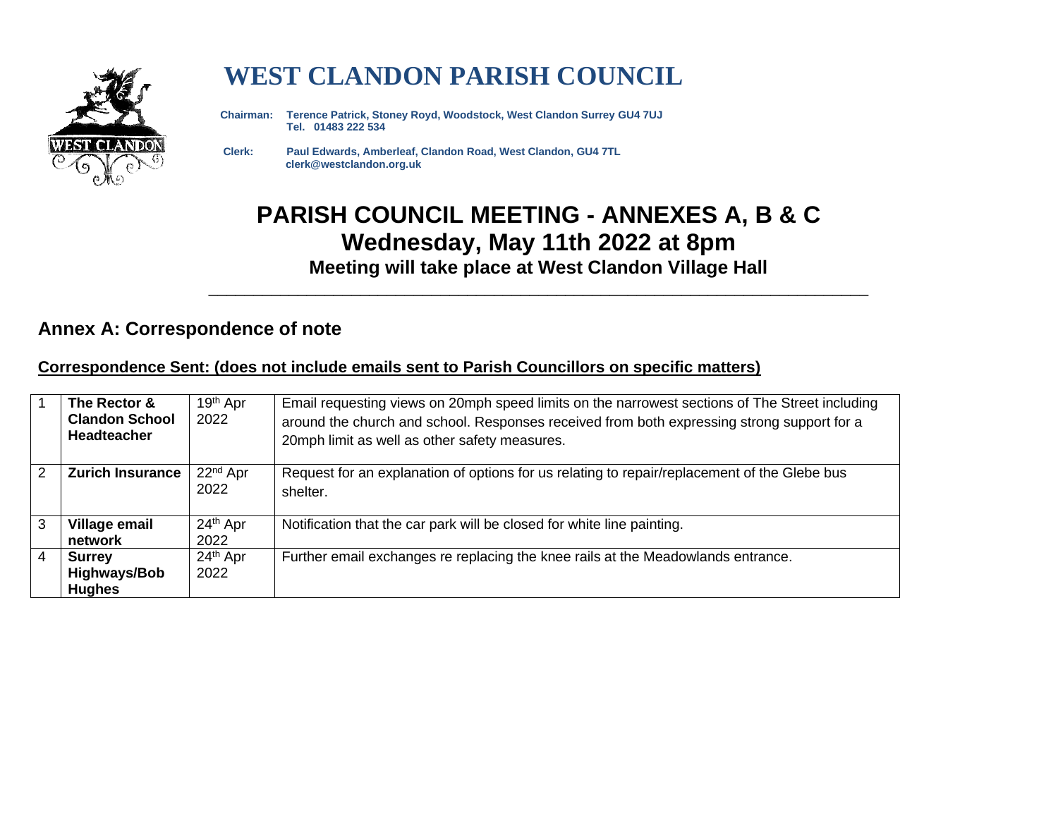# WEST CLANDON PARISH COUNCIL

**Chairman:** **Terence Patrick, Stoney Royd, Woodstock, West Clandon Surrey GU4 7UJ**
**Tel. 01483 222 534**

**Clerk:** **Paul Edwards, Amberleaf, Clandon Road, West Clandon, GU4 7TL**
**clerk@westclandon.org.uk**

# PARISH COUNCIL MEETING - ANNEXES A, B & C

## Wednesday, May 11th 2022 at 8pm

### Meeting will take place at West Clandon Village Hall

---

## Annex A: Correspondence of note

**Correspondence Sent: (does not include emails sent to Parish Councillors on specific matters)**

| | | | |
|---|---|---|---|
| 1 | **The Rector & Clandon School Headteacher** | 19th Apr 2022 | Email requesting views on 20mph speed limits on the narrowest sections of The Street including around the church and school. Responses received from both expressing strong support for a 20mph limit as well as other safety measures. |
| 2 | **Zurich Insurance** | 22nd Apr 2022 | Request for an explanation of options for us relating to repair/replacement of the Glebe bus shelter. |
| 3 | **Village email network** | 24th Apr 2022 | Notification that the car park will be closed for white line painting. |
| 4 | **Surrey Highways/Bob Hughes** | 24th Apr 2022 | Further email exchanges re replacing the knee rails at the Meadowlands entrance. |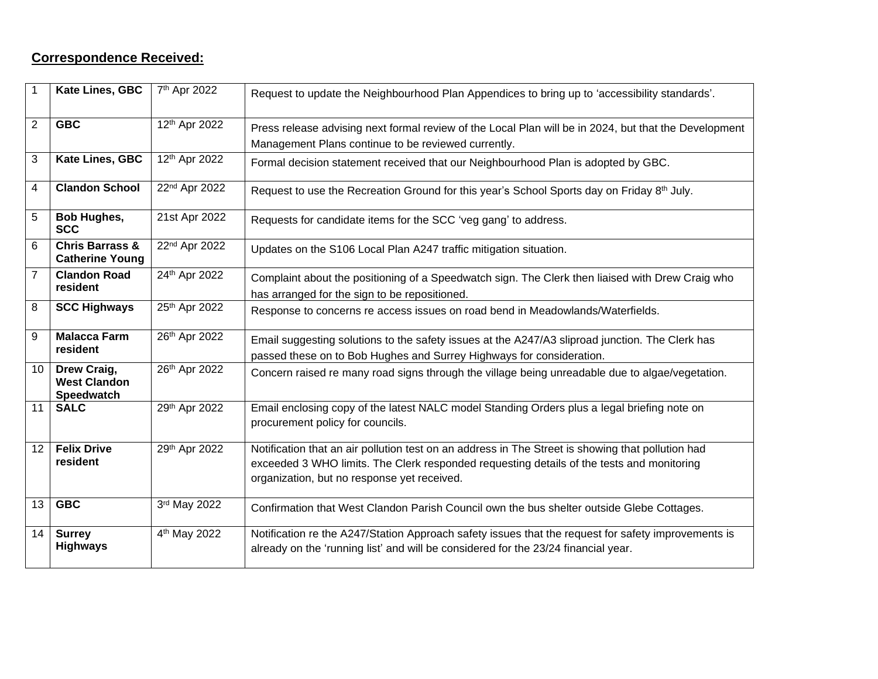## **Correspondence Received:**

| | | | |
|---|---|---|---|
| 1 | **Kate Lines, GBC** | 7th Apr 2022 | Request to update the Neighbourhood Plan Appendices to bring up to 'accessibility standards'. |
| 2 | **GBC** | 12th Apr 2022 | Press release advising next formal review of the Local Plan will be in 2024, but that the Development Management Plans continue to be reviewed currently. |
| 3 | **Kate Lines, GBC** | 12th Apr 2022 | Formal decision statement received that our Neighbourhood Plan is adopted by GBC. |
| 4 | **Clandon School** | 22nd Apr 2022 | Request to use the Recreation Ground for this year's School Sports day on Friday 8th July. |
| 5 | **Bob Hughes, SCC** | 21st Apr 2022 | Requests for candidate items for the SCC 'veg gang' to address. |
| 6 | **Chris Barrass & Catherine Young** | 22nd Apr 2022 | Updates on the S106 Local Plan A247 traffic mitigation situation. |
| 7 | **Clandon Road resident** | 24th Apr 2022 | Complaint about the positioning of a Speedwatch sign. The Clerk then liaised with Drew Craig who has arranged for the sign to be repositioned. |
| 8 | **SCC Highways** | 25th Apr 2022 | Response to concerns re access issues on road bend in Meadowlands/Waterfields. |
| 9 | **Malacca Farm resident** | 26th Apr 2022 | Email suggesting solutions to the safety issues at the A247/A3 sliproad junction. The Clerk has passed these on to Bob Hughes and Surrey Highways for consideration. |
| 10 | **Drew Craig, West Clandon Speedwatch** | 26th Apr 2022 | Concern raised re many road signs through the village being unreadable due to algae/vegetation. |
| 11 | **SALC** | 29th Apr 2022 | Email enclosing copy of the latest NALC model Standing Orders plus a legal briefing note on procurement policy for councils. |
| 12 | **Felix Drive resident** | 29th Apr 2022 | Notification that an air pollution test on an address in The Street is showing that pollution had exceeded 3 WHO limits. The Clerk responded requesting details of the tests and monitoring organization, but no response yet received. |
| 13 | **GBC** | 3rd May 2022 | Confirmation that West Clandon Parish Council own the bus shelter outside Glebe Cottages. |
| 14 | **Surrey Highways** | 4th May 2022 | Notification re the A247/Station Approach safety issues that the request for safety improvements is already on the 'running list' and will be considered for the 23/24 financial year. |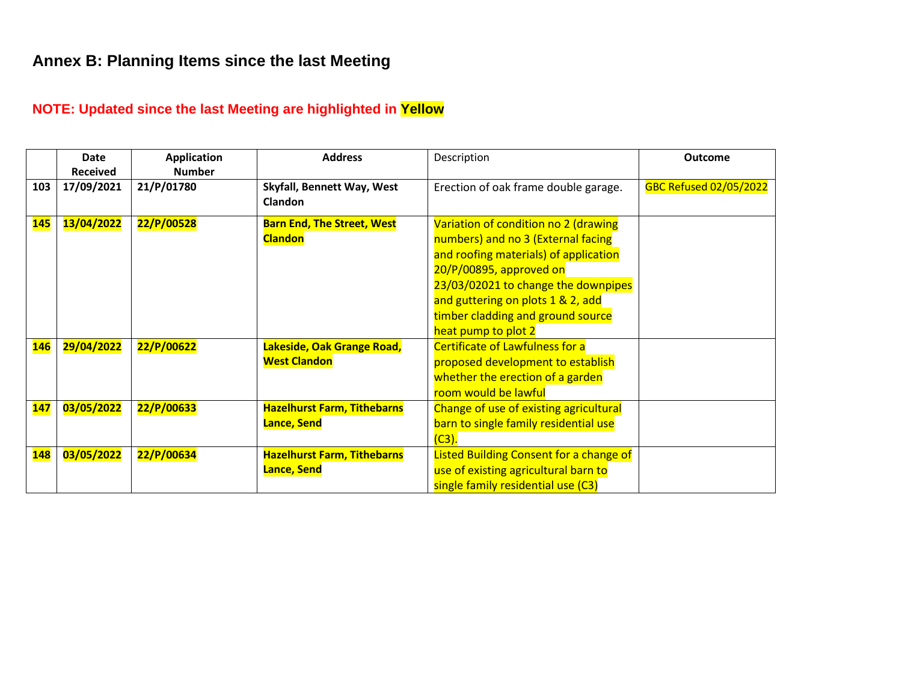## Annex B: Planning Items since the last Meeting

**NOTE: Updated since the last Meeting are highlighted in Yellow**

| | Date Received | Application Number | Address | Description | Outcome |
|---|---|---|---|---|---|
| **103** | **17/09/2021** | **21/P/01780** | **Skyfall, Bennett Way, West Clandon** | Erection of oak frame double garage. | GBC Refused 02/05/2022 |
| **145** | **13/04/2022** | **22/P/00528** | **Barn End, The Street, West Clandon** | Variation of condition no 2 (drawing numbers) and no 3 (External facing and roofing materials) of application 20/P/00895, approved on 23/03/02021 to change the downpipes and guttering on plots 1 & 2, add timber cladding and ground source heat pump to plot 2 | |
| **146** | **29/04/2022** | **22/P/00622** | **Lakeside, Oak Grange Road, West Clandon** | Certificate of Lawfulness for a proposed development to establish whether the erection of a garden room would be lawful | |
| **147** | **03/05/2022** | **22/P/00633** | **Hazelhurst Farm, Tithebarns Lance, Send** | Change of use of existing agricultural barn to single family residential use (C3). | |
| **148** | **03/05/2022** | **22/P/00634** | **Hazelhurst Farm, Tithebarns Lance, Send** | Listed Building Consent for a change of use of existing agricultural barn to single family residential use (C3) | |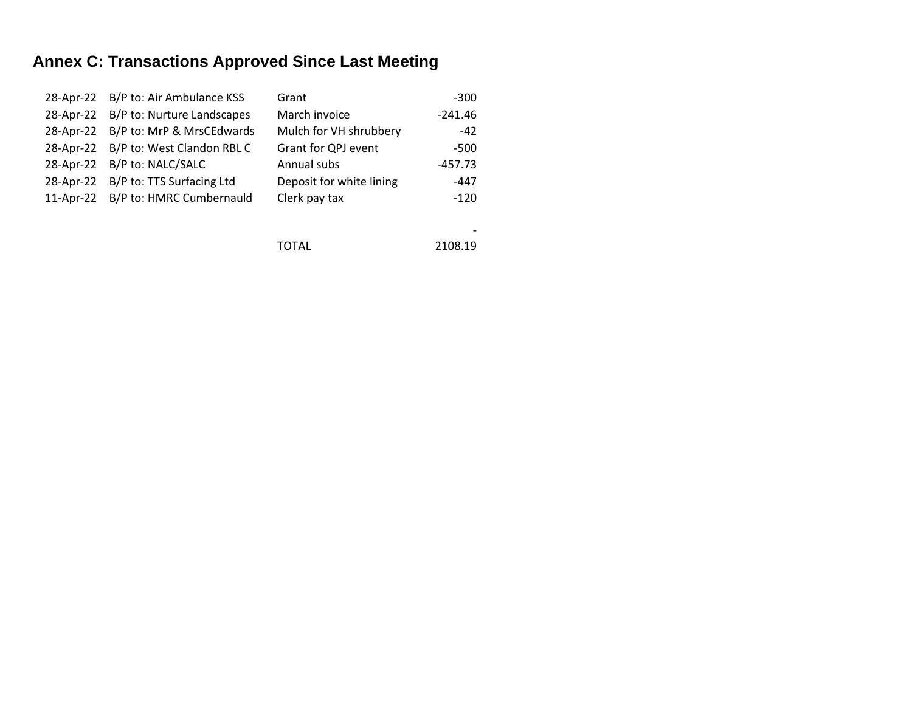## Annex C: Transactions Approved Since Last Meeting

| | | | |
|---|---|---|---|
| 28-Apr-22 | B/P to: Air Ambulance KSS | Grant | -300 |
| 28-Apr-22 | B/P to: Nurture Landscapes | March invoice | -241.46 |
| 28-Apr-22 | B/P to: MrP & MrsCEdwards | Mulch for VH shrubbery | -42 |
| 28-Apr-22 | B/P to: West Clandon RBL C | Grant for QPJ event | -500 |
| 28-Apr-22 | B/P to: NALC/SALC | Annual subs | -457.73 |
| 28-Apr-22 | B/P to: TTS Surfacing Ltd | Deposit for white lining | -447 |
| 11-Apr-22 | B/P to: HMRC Cumbernauld | Clerk pay tax | -120 |
| | | | - |
| | | TOTAL | 2108.19 |